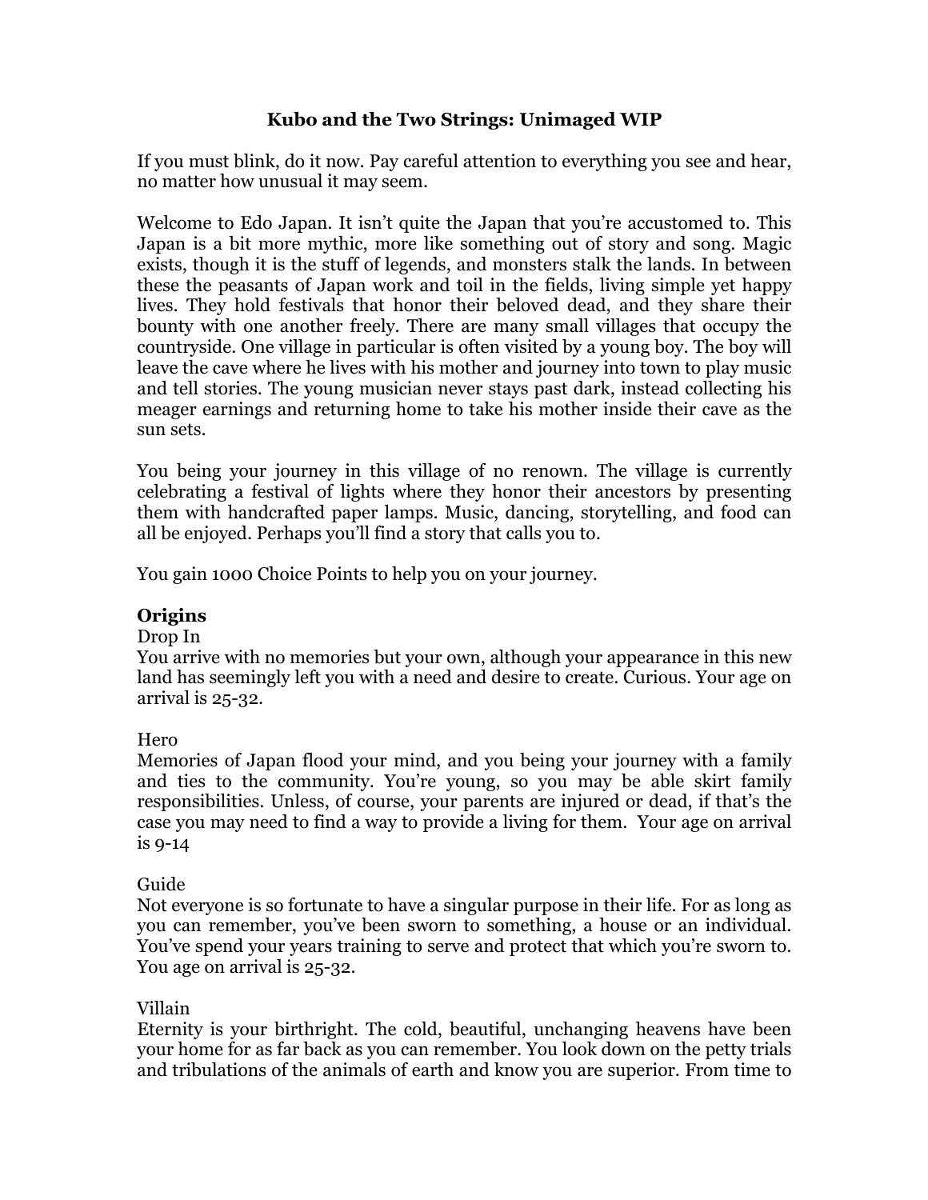# Kubo and the Two Strings: Unimaged WIP

If you must blink, do it now. Pay careful attention to everything you see and hear, no matter how unusual it may seem.

Welcome to Edo Japan. It isn't quite the Japan that you're accustomed to. This Japan is a bit more mythic, more like something out of story and song. Magic exists, though it is the stuff of legends, and monsters stalk the lands. In between these the peasants of Japan work and toil in the fields, living simple yet happy lives. They hold festivals that honor their beloved dead, and they share their bounty with one another freely. There are many small villages that occupy the countryside. One village in particular is often visited by a young boy. The boy will leave the cave where he lives with his mother and journey into town to play music and tell stories. The young musician never stays past dark, instead collecting his meager earnings and returning home to take his mother inside their cave as the sun sets.

You being your journey in this village of no renown. The village is currently celebrating a festival of lights where they honor their ancestors by presenting them with handcrafted paper lamps. Music, dancing, storytelling, and food can all be enjoyed. Perhaps you'll find a story that calls you to.

You gain 1000 Choice Points to help you on your journey.

## Origins

Drop In

You arrive with no memories but your own, although your appearance in this new land has seemingly left you with a need and desire to create. Curious. Your age on arrival is 25-32.

Hero

Memories of Japan flood your mind, and you being your journey with a family and ties to the community. You're young, so you may be able skirt family responsibilities. Unless, of course, your parents are injured or dead, if that's the case you may need to find a way to provide a living for them. Your age on arrival is 9-14

Guide

Not everyone is so fortunate to have a singular purpose in their life. For as long as you can remember, you've been sworn to something, a house or an individual. You've spend your years training to serve and protect that which you're sworn to. You age on arrival is 25-32.

Villain

Eternity is your birthright. The cold, beautiful, unchanging heavens have been your home for as far back as you can remember. You look down on the petty trials and tribulations of the animals of earth and know you are superior. From time to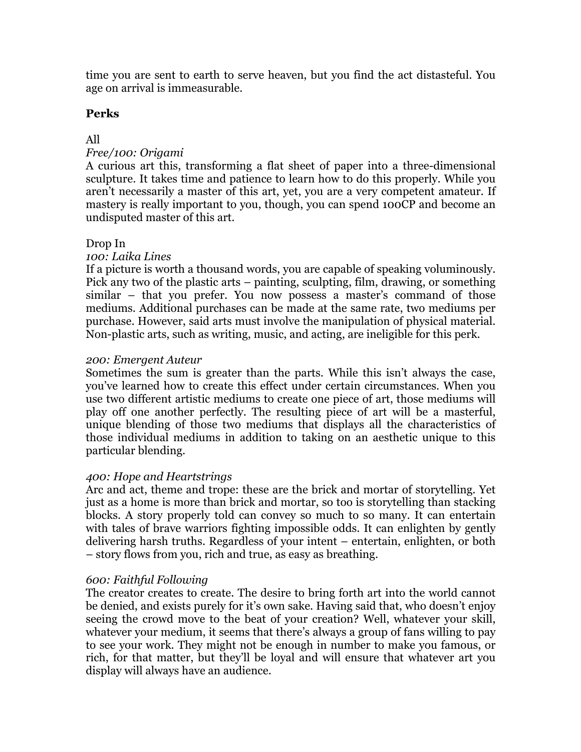time you are sent to earth to serve heaven, but you find the act distasteful. You age on arrival is immeasurable.

## Perks

All

*Free/100: Origami*

A curious art this, transforming a flat sheet of paper into a three-dimensional sculpture. It takes time and patience to learn how to do this properly. While you aren't necessarily a master of this art, yet, you are a very competent amateur. If mastery is really important to you, though, you can spend 100CP and become an undisputed master of this art.

Drop In

*100: Laika Lines*

If a picture is worth a thousand words, you are capable of speaking voluminously. Pick any two of the plastic arts – painting, sculpting, film, drawing, or something similar – that you prefer. You now possess a master's command of those mediums. Additional purchases can be made at the same rate, two mediums per purchase. However, said arts must involve the manipulation of physical material. Non-plastic arts, such as writing, music, and acting, are ineligible for this perk.

*200: Emergent Auteur*

Sometimes the sum is greater than the parts. While this isn't always the case, you've learned how to create this effect under certain circumstances. When you use two different artistic mediums to create one piece of art, those mediums will play off one another perfectly. The resulting piece of art will be a masterful, unique blending of those two mediums that displays all the characteristics of those individual mediums in addition to taking on an aesthetic unique to this particular blending.

*400: Hope and Heartstrings*

Arc and act, theme and trope: these are the brick and mortar of storytelling. Yet just as a home is more than brick and mortar, so too is storytelling than stacking blocks. A story properly told can convey so much to so many. It can entertain with tales of brave warriors fighting impossible odds. It can enlighten by gently delivering harsh truths. Regardless of your intent – entertain, enlighten, or both – story flows from you, rich and true, as easy as breathing.

*600: Faithful Following*

The creator creates to create. The desire to bring forth art into the world cannot be denied, and exists purely for it's own sake. Having said that, who doesn't enjoy seeing the crowd move to the beat of your creation? Well, whatever your skill, whatever your medium, it seems that there's always a group of fans willing to pay to see your work. They might not be enough in number to make you famous, or rich, for that matter, but they'll be loyal and will ensure that whatever art you display will always have an audience.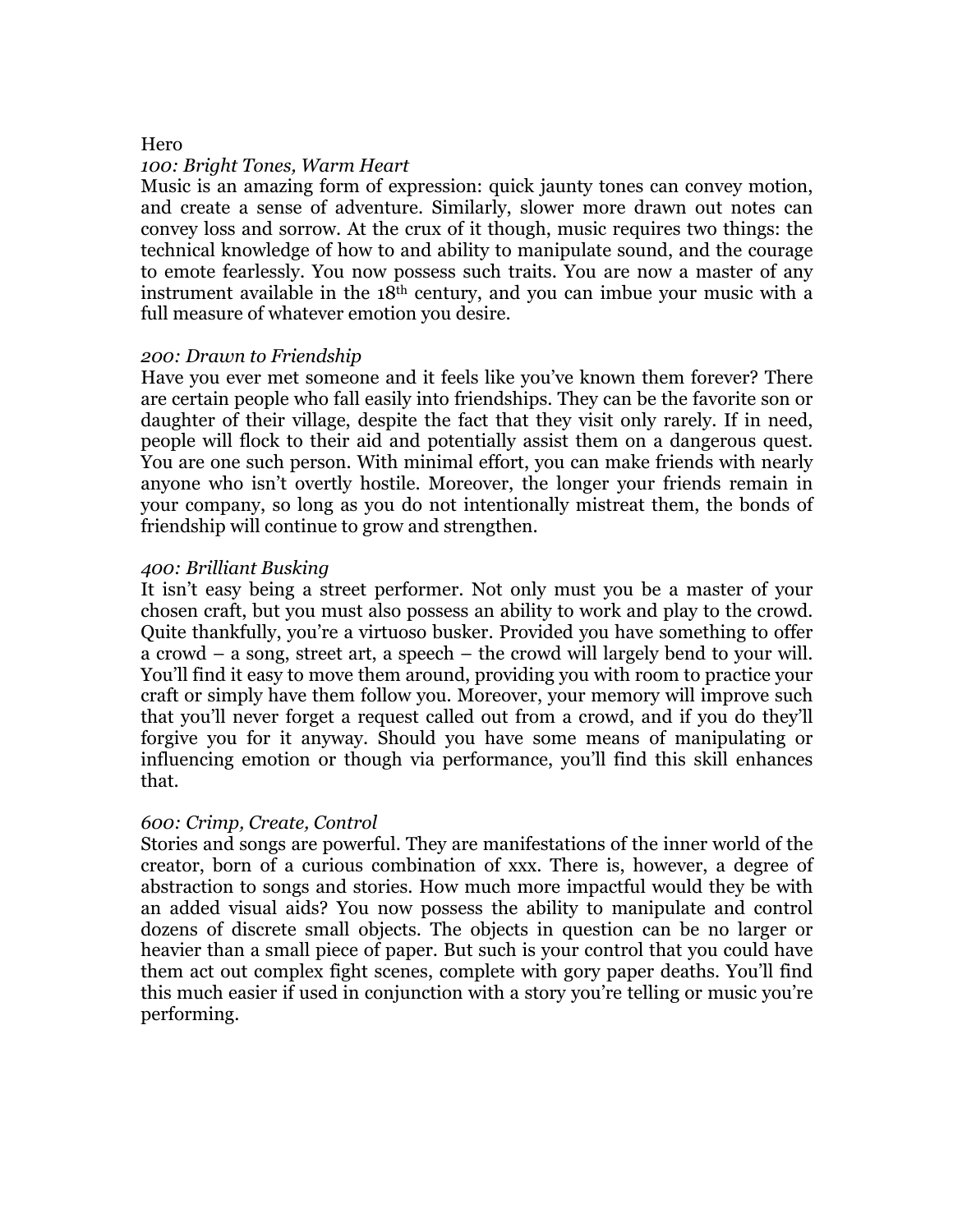Hero

*100: Bright Tones, Warm Heart*

Music is an amazing form of expression: quick jaunty tones can convey motion, and create a sense of adventure. Similarly, slower more drawn out notes can convey loss and sorrow. At the crux of it though, music requires two things: the technical knowledge of how to and ability to manipulate sound, and the courage to emote fearlessly. You now possess such traits. You are now a master of any instrument available in the 18th century, and you can imbue your music with a full measure of whatever emotion you desire.

*200: Drawn to Friendship*

Have you ever met someone and it feels like you've known them forever? There are certain people who fall easily into friendships. They can be the favorite son or daughter of their village, despite the fact that they visit only rarely. If in need, people will flock to their aid and potentially assist them on a dangerous quest. You are one such person. With minimal effort, you can make friends with nearly anyone who isn't overtly hostile. Moreover, the longer your friends remain in your company, so long as you do not intentionally mistreat them, the bonds of friendship will continue to grow and strengthen.

*400: Brilliant Busking*

It isn't easy being a street performer. Not only must you be a master of your chosen craft, but you must also possess an ability to work and play to the crowd. Quite thankfully, you're a virtuoso busker. Provided you have something to offer a crowd – a song, street art, a speech – the crowd will largely bend to your will. You'll find it easy to move them around, providing you with room to practice your craft or simply have them follow you. Moreover, your memory will improve such that you'll never forget a request called out from a crowd, and if you do they'll forgive you for it anyway. Should you have some means of manipulating or influencing emotion or though via performance, you'll find this skill enhances that.

*600: Crimp, Create, Control*

Stories and songs are powerful. They are manifestations of the inner world of the creator, born of a curious combination of xxx. There is, however, a degree of abstraction to songs and stories. How much more impactful would they be with an added visual aids? You now possess the ability to manipulate and control dozens of discrete small objects. The objects in question can be no larger or heavier than a small piece of paper. But such is your control that you could have them act out complex fight scenes, complete with gory paper deaths. You'll find this much easier if used in conjunction with a story you're telling or music you're performing.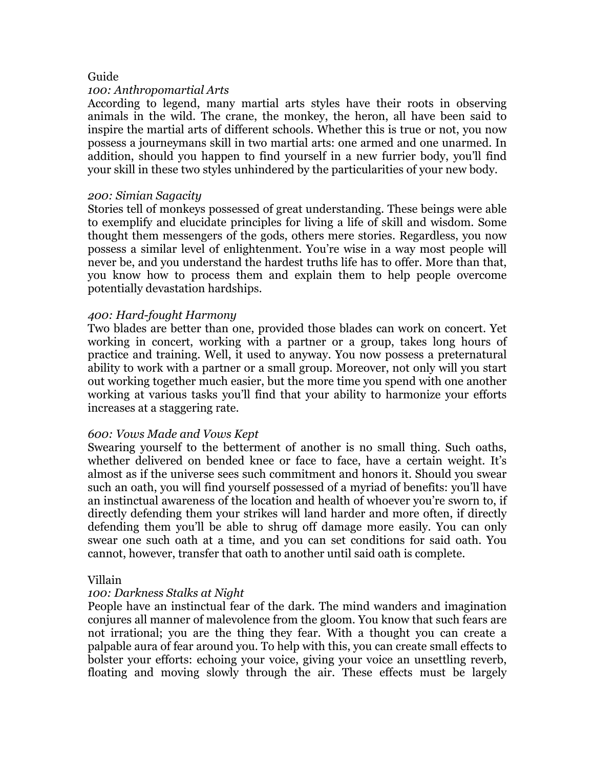Guide

*100: Anthropomartial Arts*

According to legend, many martial arts styles have their roots in observing animals in the wild. The crane, the monkey, the heron, all have been said to inspire the martial arts of different schools. Whether this is true or not, you now possess a journeymans skill in two martial arts: one armed and one unarmed. In addition, should you happen to find yourself in a new furrier body, you'll find your skill in these two styles unhindered by the particularities of your new body.

*200: Simian Sagacity*

Stories tell of monkeys possessed of great understanding. These beings were able to exemplify and elucidate principles for living a life of skill and wisdom. Some thought them messengers of the gods, others mere stories. Regardless, you now possess a similar level of enlightenment. You're wise in a way most people will never be, and you understand the hardest truths life has to offer. More than that, you know how to process them and explain them to help people overcome potentially devastation hardships.

*400: Hard-fought Harmony*

Two blades are better than one, provided those blades can work on concert. Yet working in concert, working with a partner or a group, takes long hours of practice and training. Well, it used to anyway. You now possess a preternatural ability to work with a partner or a small group. Moreover, not only will you start out working together much easier, but the more time you spend with one another working at various tasks you'll find that your ability to harmonize your efforts increases at a staggering rate.

*600: Vows Made and Vows Kept*

Swearing yourself to the betterment of another is no small thing. Such oaths, whether delivered on bended knee or face to face, have a certain weight. It's almost as if the universe sees such commitment and honors it. Should you swear such an oath, you will find yourself possessed of a myriad of benefits: you'll have an instinctual awareness of the location and health of whoever you're sworn to, if directly defending them your strikes will land harder and more often, if directly defending them you'll be able to shrug off damage more easily. You can only swear one such oath at a time, and you can set conditions for said oath. You cannot, however, transfer that oath to another until said oath is complete.

Villain

*100: Darkness Stalks at Night*

People have an instinctual fear of the dark. The mind wanders and imagination conjures all manner of malevolence from the gloom. You know that such fears are not irrational; you are the thing they fear. With a thought you can create a palpable aura of fear around you. To help with this, you can create small effects to bolster your efforts: echoing your voice, giving your voice an unsettling reverb, floating and moving slowly through the air. These effects must be largely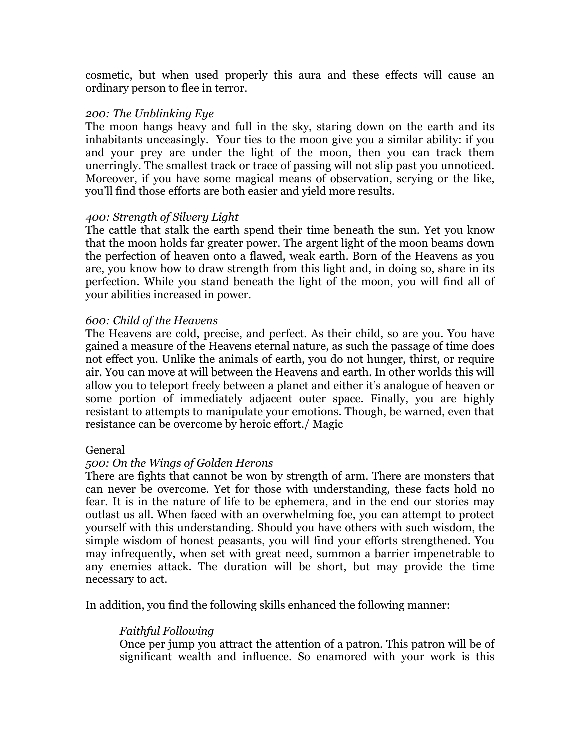cosmetic, but when used properly this aura and these effects will cause an ordinary person to flee in terror.

*200: The Unblinking Eye*
The moon hangs heavy and full in the sky, staring down on the earth and its inhabitants unceasingly. Your ties to the moon give you a similar ability: if you and your prey are under the light of the moon, then you can track them unerringly. The smallest track or trace of passing will not slip past you unnoticed. Moreover, if you have some magical means of observation, scrying or the like, you'll find those efforts are both easier and yield more results.

*400: Strength of Silvery Light*
The cattle that stalk the earth spend their time beneath the sun. Yet you know that the moon holds far greater power. The argent light of the moon beams down the perfection of heaven onto a flawed, weak earth. Born of the Heavens as you are, you know how to draw strength from this light and, in doing so, share in its perfection. While you stand beneath the light of the moon, you will find all of your abilities increased in power.

*600: Child of the Heavens*
The Heavens are cold, precise, and perfect. As their child, so are you. You have gained a measure of the Heavens eternal nature, as such the passage of time does not effect you. Unlike the animals of earth, you do not hunger, thirst, or require air. You can move at will between the Heavens and earth. In other worlds this will allow you to teleport freely between a planet and either it's analogue of heaven or some portion of immediately adjacent outer space. Finally, you are highly resistant to attempts to manipulate your emotions. Though, be warned, even that resistance can be overcome by heroic effort./ Magic

General
*500: On the Wings of Golden Herons*
There are fights that cannot be won by strength of arm. There are monsters that can never be overcome. Yet for those with understanding, these facts hold no fear. It is in the nature of life to be ephemera, and in the end our stories may outlast us all. When faced with an overwhelming foe, you can attempt to protect yourself with this understanding. Should you have others with such wisdom, the simple wisdom of honest peasants, you will find your efforts strengthened. You may infrequently, when set with great need, summon a barrier impenetrable to any enemies attack. The duration will be short, but may provide the time necessary to act.

In addition, you find the following skills enhanced the following manner:

> *Faithful Following*
> Once per jump you attract the attention of a patron. This patron will be of significant wealth and influence. So enamored with your work is this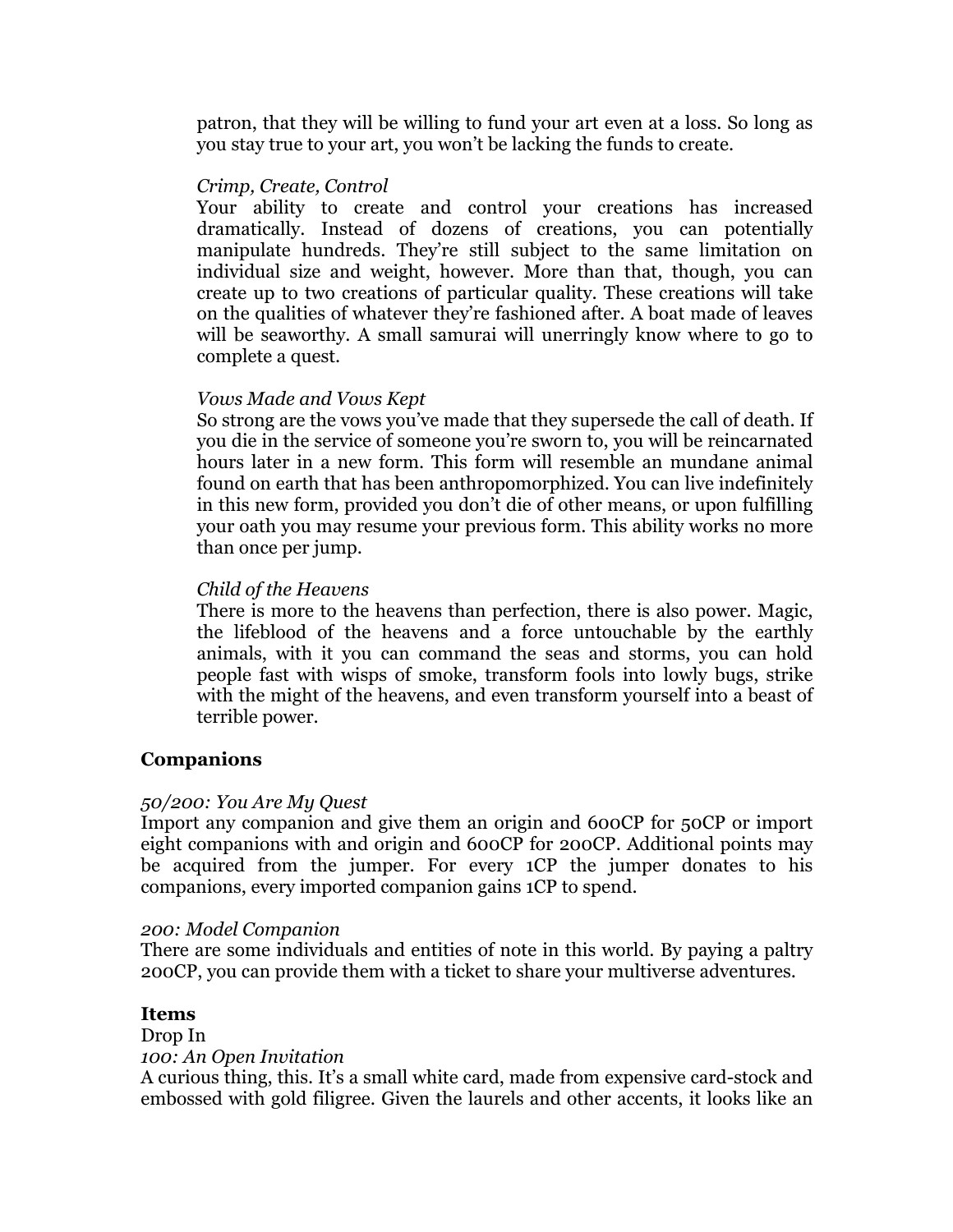patron, that they will be willing to fund your art even at a loss. So long as you stay true to your art, you won't be lacking the funds to create.

*Crimp, Create, Control*
Your ability to create and control your creations has increased dramatically. Instead of dozens of creations, you can potentially manipulate hundreds. They're still subject to the same limitation on individual size and weight, however. More than that, though, you can create up to two creations of particular quality. These creations will take on the qualities of whatever they're fashioned after. A boat made of leaves will be seaworthy. A small samurai will unerringly know where to go to complete a quest.

*Vows Made and Vows Kept*
So strong are the vows you've made that they supersede the call of death. If you die in the service of someone you're sworn to, you will be reincarnated hours later in a new form. This form will resemble an mundane animal found on earth that has been anthropomorphized. You can live indefinitely in this new form, provided you don't die of other means, or upon fulfilling your oath you may resume your previous form. This ability works no more than once per jump.

*Child of the Heavens*
There is more to the heavens than perfection, there is also power. Magic, the lifeblood of the heavens and a force untouchable by the earthly animals, with it you can command the seas and storms, you can hold people fast with wisps of smoke, transform fools into lowly bugs, strike with the might of the heavens, and even transform yourself into a beast of terrible power.

## Companions

*50/200: You Are My Quest*
Import any companion and give them an origin and 600CP for 50CP or import eight companions with and origin and 600CP for 200CP. Additional points may be acquired from the jumper. For every 1CP the jumper donates to his companions, every imported companion gains 1CP to spend.

*200: Model Companion*
There are some individuals and entities of note in this world. By paying a paltry 200CP, you can provide them with a ticket to share your multiverse adventures.

## Items

Drop In
*100: An Open Invitation*
A curious thing, this. It's a small white card, made from expensive card-stock and embossed with gold filigree. Given the laurels and other accents, it looks like an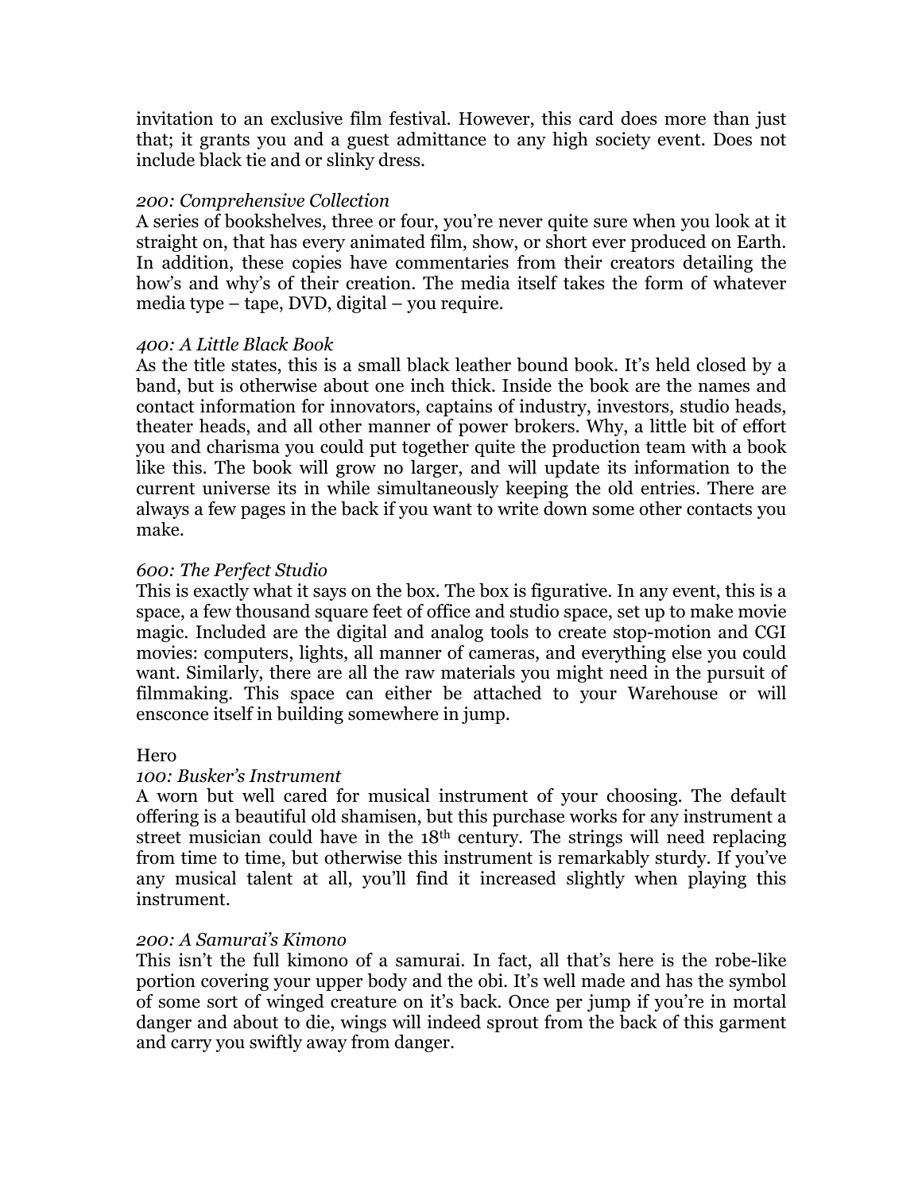invitation to an exclusive film festival. However, this card does more than just that; it grants you and a guest admittance to any high society event. Does not include black tie and or slinky dress.

*200: Comprehensive Collection*
A series of bookshelves, three or four, you're never quite sure when you look at it straight on, that has every animated film, show, or short ever produced on Earth. In addition, these copies have commentaries from their creators detailing the how's and why's of their creation. The media itself takes the form of whatever media type – tape, DVD, digital – you require.

*400: A Little Black Book*
As the title states, this is a small black leather bound book. It's held closed by a band, but is otherwise about one inch thick. Inside the book are the names and contact information for innovators, captains of industry, investors, studio heads, theater heads, and all other manner of power brokers. Why, a little bit of effort you and charisma you could put together quite the production team with a book like this. The book will grow no larger, and will update its information to the current universe its in while simultaneously keeping the old entries. There are always a few pages in the back if you want to write down some other contacts you make.

*600: The Perfect Studio*
This is exactly what it says on the box. The box is figurative. In any event, this is a space, a few thousand square feet of office and studio space, set up to make movie magic. Included are the digital and analog tools to create stop-motion and CGI movies: computers, lights, all manner of cameras, and everything else you could want. Similarly, there are all the raw materials you might need in the pursuit of filmmaking. This space can either be attached to your Warehouse or will ensconce itself in building somewhere in jump.

Hero

*100: Busker's Instrument*
A worn but well cared for musical instrument of your choosing. The default offering is a beautiful old shamisen, but this purchase works for any instrument a street musician could have in the 18th century. The strings will need replacing from time to time, but otherwise this instrument is remarkably sturdy. If you've any musical talent at all, you'll find it increased slightly when playing this instrument.

*200: A Samurai's Kimono*
This isn't the full kimono of a samurai. In fact, all that's here is the robe-like portion covering your upper body and the obi. It's well made and has the symbol of some sort of winged creature on it's back. Once per jump if you're in mortal danger and about to die, wings will indeed sprout from the back of this garment and carry you swiftly away from danger.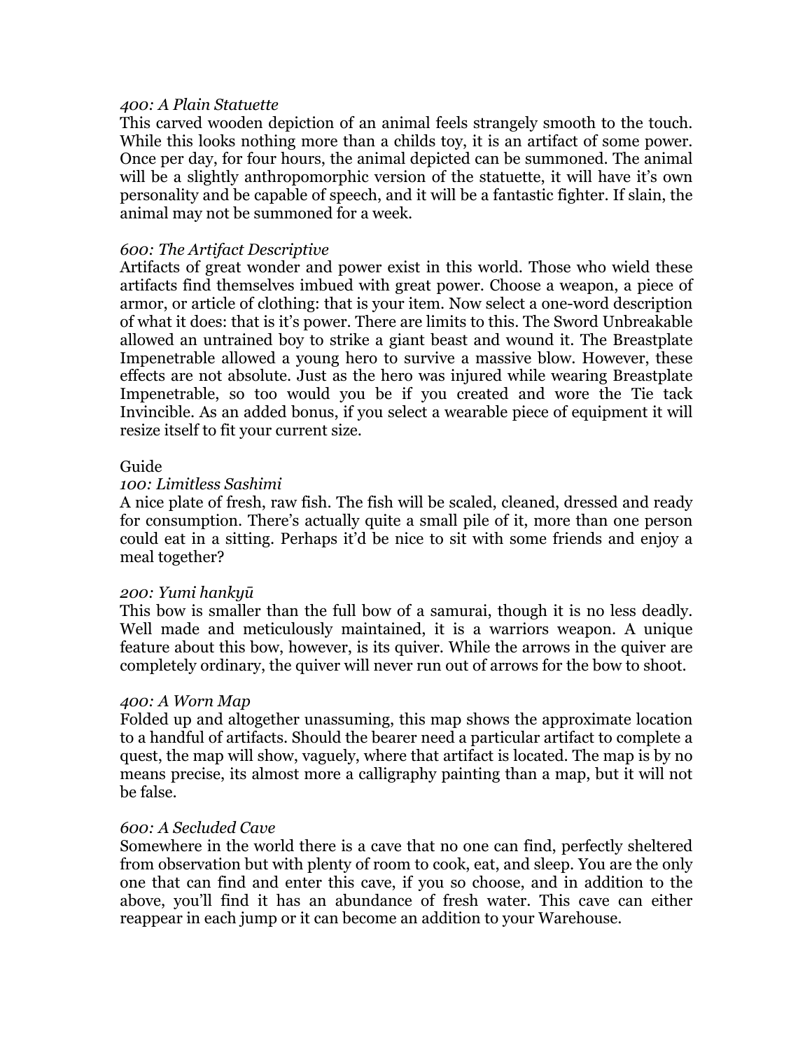*400: A Plain Statuette*
This carved wooden depiction of an animal feels strangely smooth to the touch. While this looks nothing more than a childs toy, it is an artifact of some power. Once per day, for four hours, the animal depicted can be summoned. The animal will be a slightly anthropomorphic version of the statuette, it will have it's own personality and be capable of speech, and it will be a fantastic fighter. If slain, the animal may not be summoned for a week.

*600: The Artifact Descriptive*
Artifacts of great wonder and power exist in this world. Those who wield these artifacts find themselves imbued with great power. Choose a weapon, a piece of armor, or article of clothing: that is your item. Now select a one-word description of what it does: that is it's power. There are limits to this. The Sword Unbreakable allowed an untrained boy to strike a giant beast and wound it. The Breastplate Impenetrable allowed a young hero to survive a massive blow. However, these effects are not absolute. Just as the hero was injured while wearing Breastplate Impenetrable, so too would you be if you created and wore the Tie tack Invincible. As an added bonus, if you select a wearable piece of equipment it will resize itself to fit your current size.

Guide

*100: Limitless Sashimi*
A nice plate of fresh, raw fish. The fish will be scaled, cleaned, dressed and ready for consumption. There's actually quite a small pile of it, more than one person could eat in a sitting. Perhaps it'd be nice to sit with some friends and enjoy a meal together?

*200: Yumi hankyū*
This bow is smaller than the full bow of a samurai, though it is no less deadly. Well made and meticulously maintained, it is a warriors weapon. A unique feature about this bow, however, is its quiver. While the arrows in the quiver are completely ordinary, the quiver will never run out of arrows for the bow to shoot.

*400: A Worn Map*
Folded up and altogether unassuming, this map shows the approximate location to a handful of artifacts. Should the bearer need a particular artifact to complete a quest, the map will show, vaguely, where that artifact is located. The map is by no means precise, its almost more a calligraphy painting than a map, but it will not be false.

*600: A Secluded Cave*
Somewhere in the world there is a cave that no one can find, perfectly sheltered from observation but with plenty of room to cook, eat, and sleep. You are the only one that can find and enter this cave, if you so choose, and in addition to the above, you'll find it has an abundance of fresh water. This cave can either reappear in each jump or it can become an addition to your Warehouse.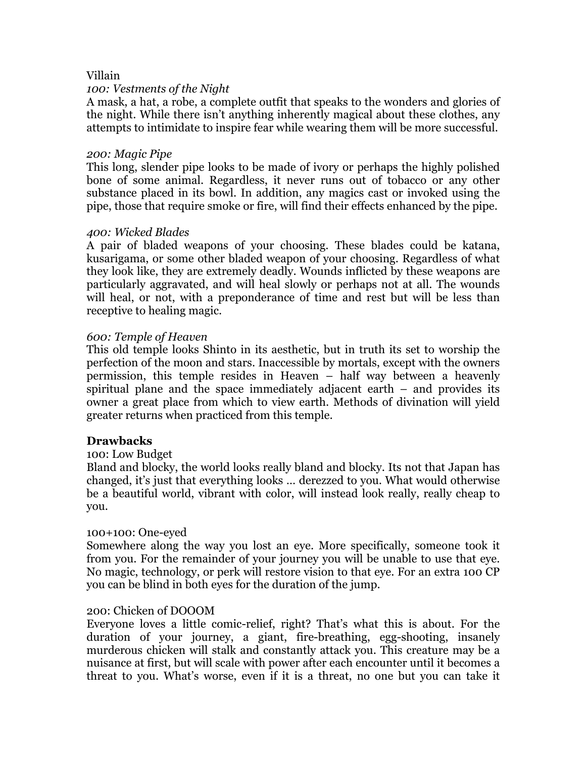Villain

*100: Vestments of the Night*

A mask, a hat, a robe, a complete outfit that speaks to the wonders and glories of the night. While there isn't anything inherently magical about these clothes, any attempts to intimidate to inspire fear while wearing them will be more successful.

*200: Magic Pipe*

This long, slender pipe looks to be made of ivory or perhaps the highly polished bone of some animal. Regardless, it never runs out of tobacco or any other substance placed in its bowl. In addition, any magics cast or invoked using the pipe, those that require smoke or fire, will find their effects enhanced by the pipe.

*400: Wicked Blades*

A pair of bladed weapons of your choosing. These blades could be katana, kusarigama, or some other bladed weapon of your choosing. Regardless of what they look like, they are extremely deadly. Wounds inflicted by these weapons are particularly aggravated, and will heal slowly or perhaps not at all. The wounds will heal, or not, with a preponderance of time and rest but will be less than receptive to healing magic.

*600: Temple of Heaven*

This old temple looks Shinto in its aesthetic, but in truth its set to worship the perfection of the moon and stars. Inaccessible by mortals, except with the owners permission, this temple resides in Heaven – half way between a heavenly spiritual plane and the space immediately adjacent earth – and provides its owner a great place from which to view earth. Methods of divination will yield greater returns when practiced from this temple.

**Drawbacks**

100: Low Budget

Bland and blocky, the world looks really bland and blocky. Its not that Japan has changed, it's just that everything looks … derezzed to you. What would otherwise be a beautiful world, vibrant with color, will instead look really, really cheap to you.

100+100: One-eyed

Somewhere along the way you lost an eye. More specifically, someone took it from you. For the remainder of your journey you will be unable to use that eye. No magic, technology, or perk will restore vision to that eye. For an extra 100 CP you can be blind in both eyes for the duration of the jump.

200: Chicken of DOOOM

Everyone loves a little comic-relief, right? That's what this is about. For the duration of your journey, a giant, fire-breathing, egg-shooting, insanely murderous chicken will stalk and constantly attack you. This creature may be a nuisance at first, but will scale with power after each encounter until it becomes a threat to you. What's worse, even if it is a threat, no one but you can take it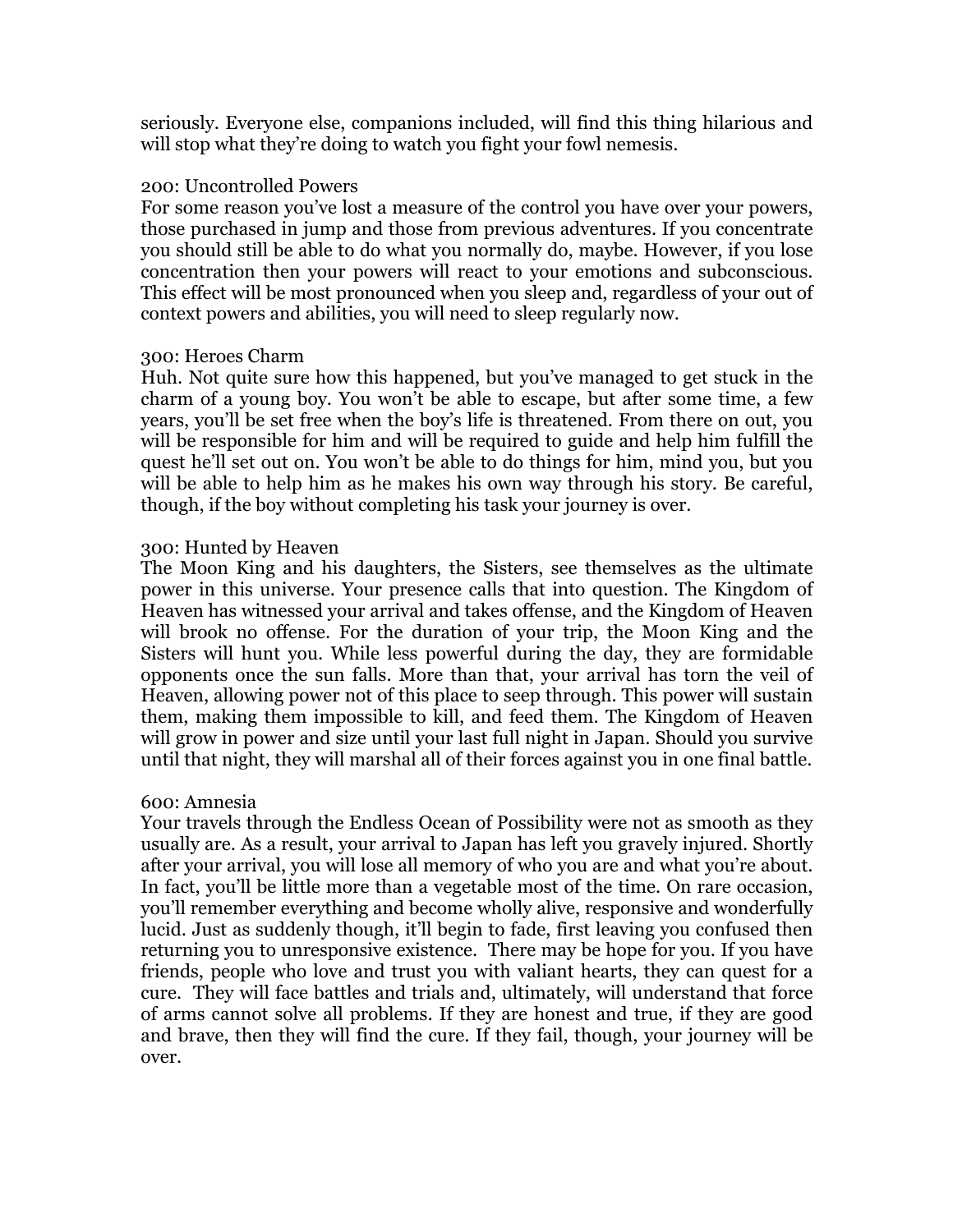seriously. Everyone else, companions included, will find this thing hilarious and will stop what they're doing to watch you fight your fowl nemesis.

200: Uncontrolled Powers
For some reason you've lost a measure of the control you have over your powers, those purchased in jump and those from previous adventures. If you concentrate you should still be able to do what you normally do, maybe. However, if you lose concentration then your powers will react to your emotions and subconscious. This effect will be most pronounced when you sleep and, regardless of your out of context powers and abilities, you will need to sleep regularly now.

300: Heroes Charm
Huh. Not quite sure how this happened, but you've managed to get stuck in the charm of a young boy. You won't be able to escape, but after some time, a few years, you'll be set free when the boy's life is threatened. From there on out, you will be responsible for him and will be required to guide and help him fulfill the quest he'll set out on. You won't be able to do things for him, mind you, but you will be able to help him as he makes his own way through his story. Be careful, though, if the boy without completing his task your journey is over.

300: Hunted by Heaven
The Moon King and his daughters, the Sisters, see themselves as the ultimate power in this universe. Your presence calls that into question. The Kingdom of Heaven has witnessed your arrival and takes offense, and the Kingdom of Heaven will brook no offense. For the duration of your trip, the Moon King and the Sisters will hunt you. While less powerful during the day, they are formidable opponents once the sun falls. More than that, your arrival has torn the veil of Heaven, allowing power not of this place to seep through. This power will sustain them, making them impossible to kill, and feed them. The Kingdom of Heaven will grow in power and size until your last full night in Japan. Should you survive until that night, they will marshal all of their forces against you in one final battle.

600: Amnesia
Your travels through the Endless Ocean of Possibility were not as smooth as they usually are. As a result, your arrival to Japan has left you gravely injured. Shortly after your arrival, you will lose all memory of who you are and what you're about. In fact, you'll be little more than a vegetable most of the time. On rare occasion, you'll remember everything and become wholly alive, responsive and wonderfully lucid. Just as suddenly though, it'll begin to fade, first leaving you confused then returning you to unresponsive existence. There may be hope for you. If you have friends, people who love and trust you with valiant hearts, they can quest for a cure. They will face battles and trials and, ultimately, will understand that force of arms cannot solve all problems. If they are honest and true, if they are good and brave, then they will find the cure. If they fail, though, your journey will be over.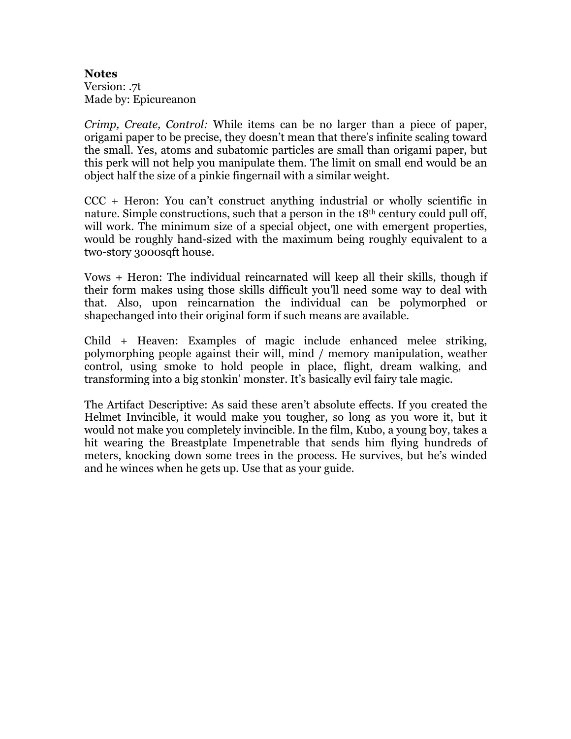**Notes**
Version: .7t
Made by: Epicureanon

*Crimp, Create, Control:* While items can be no larger than a piece of paper, origami paper to be precise, they doesn't mean that there's infinite scaling toward the small. Yes, atoms and subatomic particles are small than origami paper, but this perk will not help you manipulate them. The limit on small end would be an object half the size of a pinkie fingernail with a similar weight.

CCC + Heron: You can't construct anything industrial or wholly scientific in nature. Simple constructions, such that a person in the 18th century could pull off, will work. The minimum size of a special object, one with emergent properties, would be roughly hand-sized with the maximum being roughly equivalent to a two-story 3000sqft house.

Vows + Heron: The individual reincarnated will keep all their skills, though if their form makes using those skills difficult you'll need some way to deal with that. Also, upon reincarnation the individual can be polymorphed or shapechanged into their original form if such means are available.

Child + Heaven: Examples of magic include enhanced melee striking, polymorphing people against their will, mind / memory manipulation, weather control, using smoke to hold people in place, flight, dream walking, and transforming into a big stonkin' monster. It's basically evil fairy tale magic.

The Artifact Descriptive: As said these aren't absolute effects. If you created the Helmet Invincible, it would make you tougher, so long as you wore it, but it would not make you completely invincible. In the film, Kubo, a young boy, takes a hit wearing the Breastplate Impenetrable that sends him flying hundreds of meters, knocking down some trees in the process. He survives, but he's winded and he winces when he gets up. Use that as your guide.